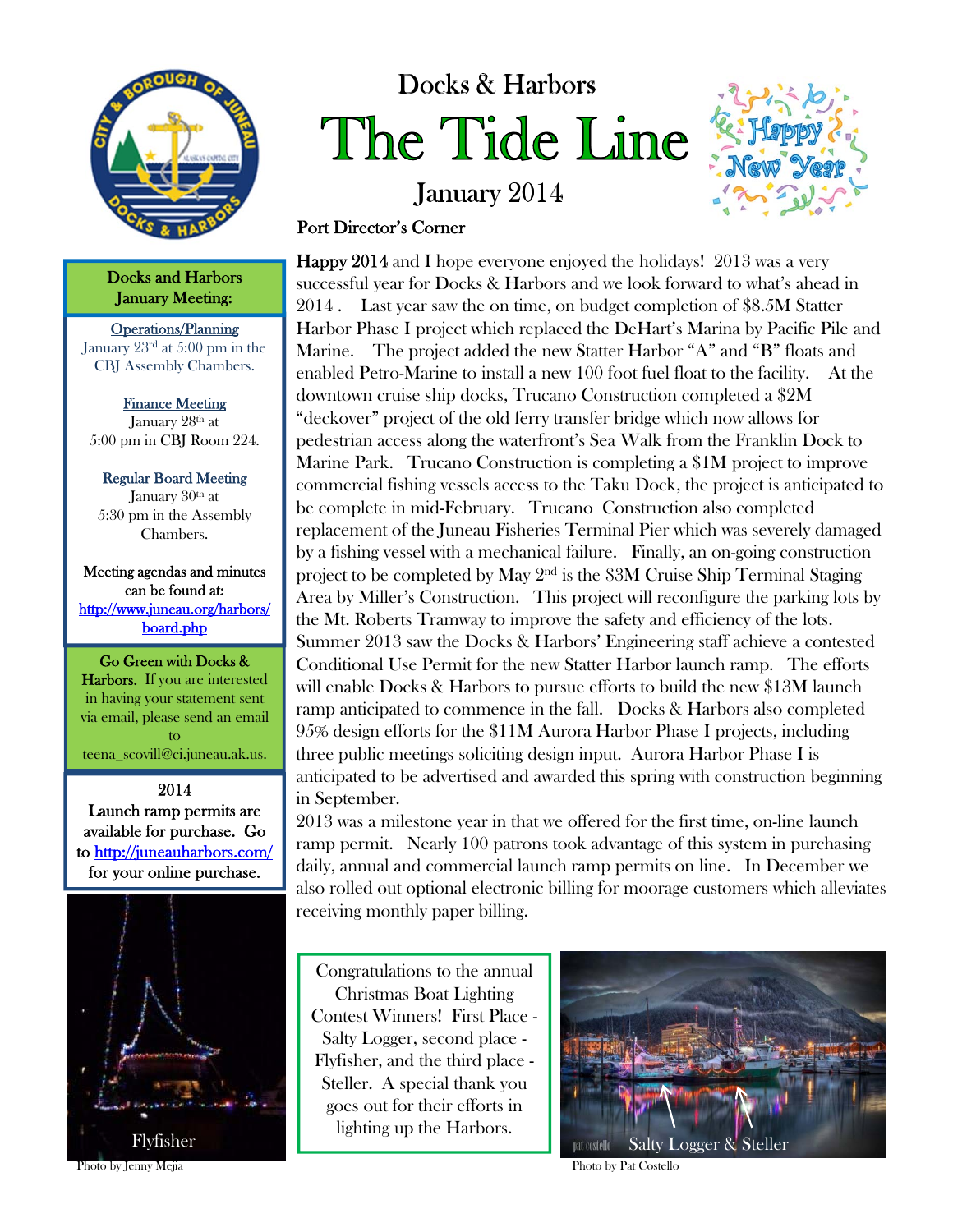# Docks & Harbors

# The Tide Line

January 2014

Happy New Year

## Port Director's Corner

**Happy 2014** and I hope everyone enjoyed the holidays! 2013 was a very successful year for Docks & Harbors and we look forward to what's ahead in 2014 . Last year saw the on time, on budget completion of $8.5M Statter Harbor Phase I project which replaced the DeHart's Marina by Pacific Pile and Marine. The project added the new Statter Harbor "A" and "B" floats and enabled Petro-Marine to install a new 100 foot fuel float to the facility. At the downtown cruise ship docks, Trucano Construction completed a $2M "deckover" project of the old ferry transfer bridge which now allows for pedestrian access along the waterfront's Sea Walk from the Franklin Dock to Marine Park. Trucano Construction is completing a $1M project to improve commercial fishing vessels access to the Taku Dock, the project is anticipated to be complete in mid-February. Trucano Construction also completed replacement of the Juneau Fisheries Terminal Pier which was severely damaged by a fishing vessel with a mechanical failure. Finally, an on-going construction project to be completed by May 2nd is the $3M Cruise Ship Terminal Staging Area by Miller's Construction. This project will reconfigure the parking lots by the Mt. Roberts Tramway to improve the safety and efficiency of the lots. Summer 2013 saw the Docks & Harbors' Engineering staff achieve a contested Conditional Use Permit for the new Statter Harbor launch ramp. The efforts will enable Docks & Harbors to pursue efforts to build the new $13M launch ramp anticipated to commence in the fall. Docks & Harbors also completed 95% design efforts for the $11M Aurora Harbor Phase I projects, including three public meetings soliciting design input. Aurora Harbor Phase I is anticipated to be advertised and awarded this spring with construction beginning in September.

2013 was a milestone year in that we offered for the first time, on-line launch ramp permit. Nearly 100 patrons took advantage of this system in purchasing daily, annual and commercial launch ramp permits on line. In December we also rolled out optional electronic billing for moorage customers which alleviates receiving monthly paper billing.

**Docks and Harbors January Meeting:**

Operations/Planning
January 23rd at 5:00 pm in the CBJ Assembly Chambers.

Finance Meeting
January 28th at 5:00 pm in CBJ Room 224.

Regular Board Meeting
January 30th at 5:30 pm in the Assembly Chambers.

Meeting agendas and minutes can be found at: http://www.juneau.org/harbors/board.php

**Go Green with Docks & Harbors.** If you are interested in having your statement sent via email, please send an email to teena_scovill@ci.juneau.ak.us.

**2014 Launch ramp permits are available for purchase. Go to http://juneauharbors.com/ for your online purchase.**

Congratulations to the annual Christmas Boat Lighting Contest Winners! First Place - Salty Logger, second place - Flyfisher, and the third place - Steller. A special thank you goes out for their efforts in lighting up the Harbors.

Flyfisher

Photo by Jenny Mejia

Salty Logger & Steller

Photo by Pat Costello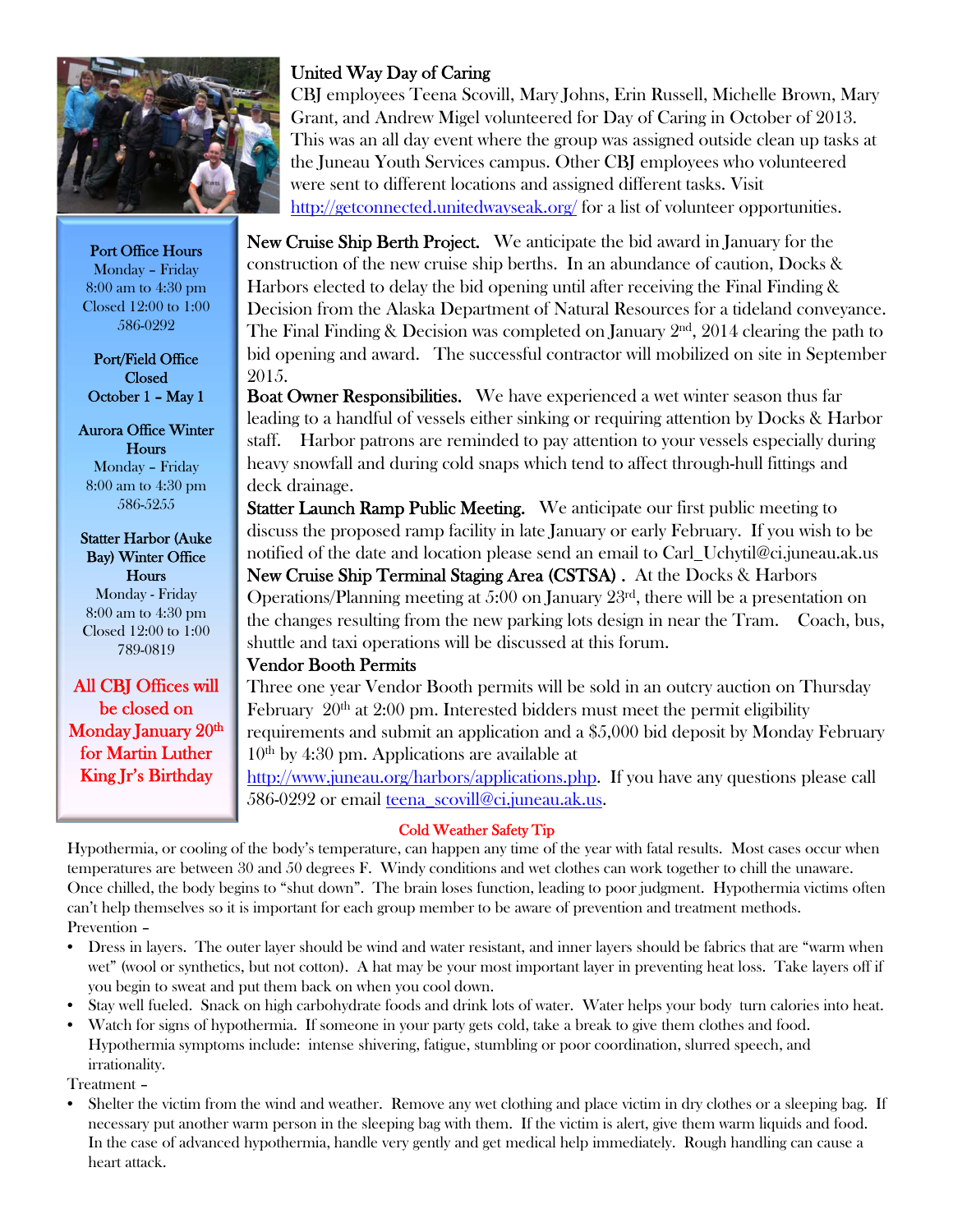## United Way Day of Caring

CBJ employees Teena Scovill, Mary Johns, Erin Russell, Michelle Brown, Mary Grant, and Andrew Migel volunteered for Day of Caring in October of 2013. This was an all day event where the group was assigned outside clean up tasks at the Juneau Youth Services campus. Other CBJ employees who volunteered were sent to different locations and assigned different tasks. Visit http://getconnected.unitedwayseak.org/ for a list of volunteer opportunities.

**Port Office Hours**
Monday – Friday
8:00 am to 4:30 pm
Closed 12:00 to 1:00
586-0292

**Port/Field Office Closed October 1 – May 1**

**Aurora Office Winter Hours**
Monday – Friday
8:00 am to 4:30 pm
586-5255

**Statter Harbor (Auke Bay) Winter Office Hours**
Monday - Friday
8:00 am to 4:30 pm
Closed 12:00 to 1:00
789-0819

**All CBJ Offices will be closed on Monday January 20th for Martin Luther King Jr's Birthday**

**New Cruise Ship Berth Project.** We anticipate the bid award in January for the construction of the new cruise ship berths. In an abundance of caution, Docks & Harbors elected to delay the bid opening until after receiving the Final Finding & Decision from the Alaska Department of Natural Resources for a tideland conveyance. The Final Finding & Decision was completed on January 2nd, 2014 clearing the path to bid opening and award. The successful contractor will mobilized on site in September 2015.

**Boat Owner Responsibilities.** We have experienced a wet winter season thus far leading to a handful of vessels either sinking or requiring attention by Docks & Harbor staff. Harbor patrons are reminded to pay attention to your vessels especially during heavy snowfall and during cold snaps which tend to affect through-hull fittings and deck drainage.

**Statter Launch Ramp Public Meeting.** We anticipate our first public meeting to discuss the proposed ramp facility in late January or early February. If you wish to be notified of the date and location please send an email to Carl_Uchytil@ci.juneau.ak.us

**New Cruise Ship Terminal Staging Area (CSTSA) .** At the Docks & Harbors Operations/Planning meeting at 5:00 on January 23rd, there will be a presentation on the changes resulting from the new parking lots design in near the Tram. Coach, bus, shuttle and taxi operations will be discussed at this forum.

**Vendor Booth Permits**

Three one year Vendor Booth permits will be sold in an outcry auction on Thursday February 20th at 2:00 pm. Interested bidders must meet the permit eligibility requirements and submit an application and a $5,000 bid deposit by Monday February 10th by 4:30 pm. Applications are available at http://www.juneau.org/harbors/applications.php. If you have any questions please call 586-0292 or email teena_scovill@ci.juneau.ak.us.

### Cold Weather Safety Tip

Hypothermia, or cooling of the body's temperature, can happen any time of the year with fatal results. Most cases occur when temperatures are between 30 and 50 degrees F. Windy conditions and wet clothes can work together to chill the unaware. Once chilled, the body begins to "shut down". The brain loses function, leading to poor judgment. Hypothermia victims often can't help themselves so it is important for each group member to be aware of prevention and treatment methods.

Prevention –

- Dress in layers. The outer layer should be wind and water resistant, and inner layers should be fabrics that are "warm when wet" (wool or synthetics, but not cotton). A hat may be your most important layer in preventing heat loss. Take layers off if you begin to sweat and put them back on when you cool down.
- Stay well fueled. Snack on high carbohydrate foods and drink lots of water. Water helps your body turn calories into heat.
- Watch for signs of hypothermia. If someone in your party gets cold, take a break to give them clothes and food. Hypothermia symptoms include: intense shivering, fatigue, stumbling or poor coordination, slurred speech, and irrationality.

Treatment –

- Shelter the victim from the wind and weather. Remove any wet clothing and place victim in dry clothes or a sleeping bag. If necessary put another warm person in the sleeping bag with them. If the victim is alert, give them warm liquids and food. In the case of advanced hypothermia, handle very gently and get medical help immediately. Rough handling can cause a heart attack.